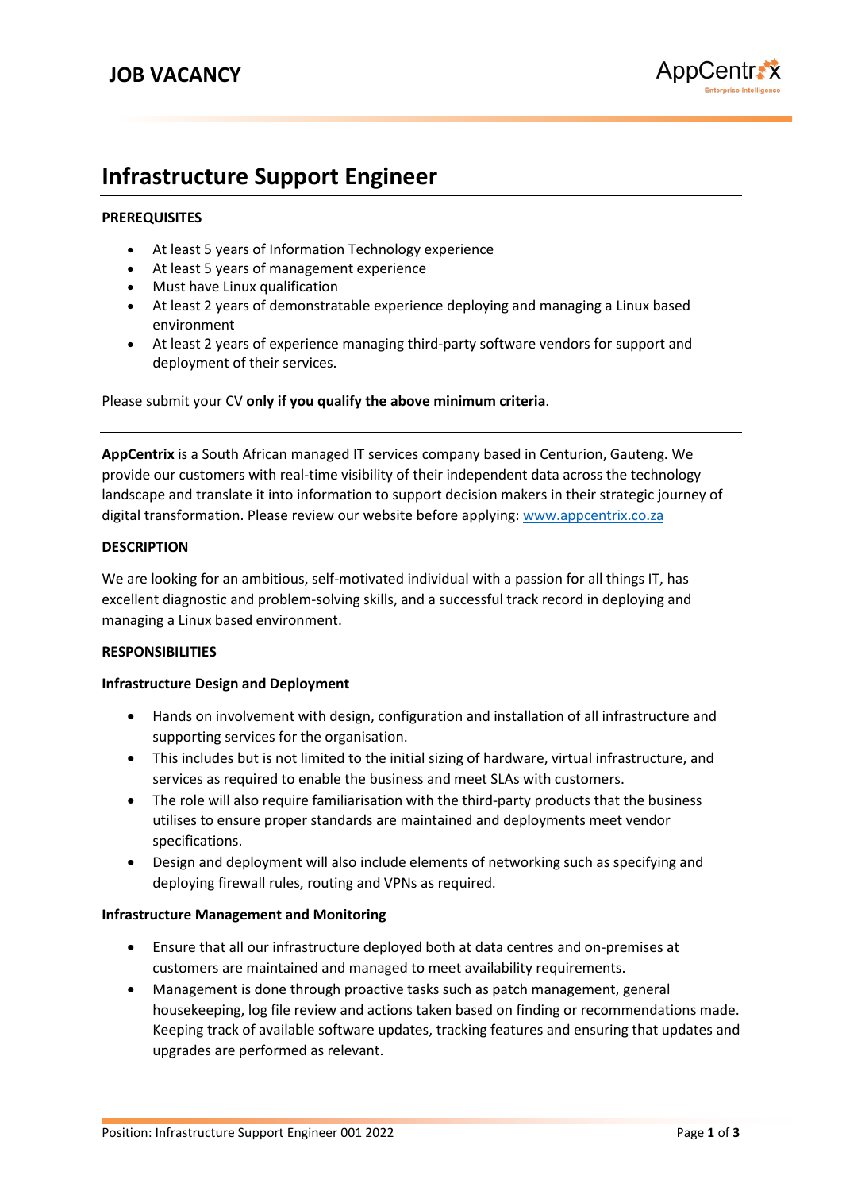**JOB VACANCY**

AppCentrix
Enterprise Intelligence

# Infrastructure Support Engineer

**PREREQUISITES**

- At least 5 years of Information Technology experience
- At least 5 years of management experience
- Must have Linux qualification
- At least 2 years of demonstratable experience deploying and managing a Linux based environment
- At least 2 years of experience managing third-party software vendors for support and deployment of their services.

Please submit your CV **only if you qualify the above minimum criteria**.

---

**AppCentrix** is a South African managed IT services company based in Centurion, Gauteng. We provide our customers with real-time visibility of their independent data across the technology landscape and translate it into information to support decision makers in their strategic journey of digital transformation. Please review our website before applying: [www.appcentrix.co.za](http://www.appcentrix.co.za)

**DESCRIPTION**

We are looking for an ambitious, self-motivated individual with a passion for all things IT, has excellent diagnostic and problem-solving skills, and a successful track record in deploying and managing a Linux based environment.

**RESPONSIBILITIES**

**Infrastructure Design and Deployment**

- Hands on involvement with design, configuration and installation of all infrastructure and supporting services for the organisation.
- This includes but is not limited to the initial sizing of hardware, virtual infrastructure, and services as required to enable the business and meet SLAs with customers.
- The role will also require familiarisation with the third-party products that the business utilises to ensure proper standards are maintained and deployments meet vendor specifications.
- Design and deployment will also include elements of networking such as specifying and deploying firewall rules, routing and VPNs as required.

**Infrastructure Management and Monitoring**

- Ensure that all our infrastructure deployed both at data centres and on-premises at customers are maintained and managed to meet availability requirements.
- Management is done through proactive tasks such as patch management, general housekeeping, log file review and actions taken based on finding or recommendations made. Keeping track of available software updates, tracking features and ensuring that updates and upgrades are performed as relevant.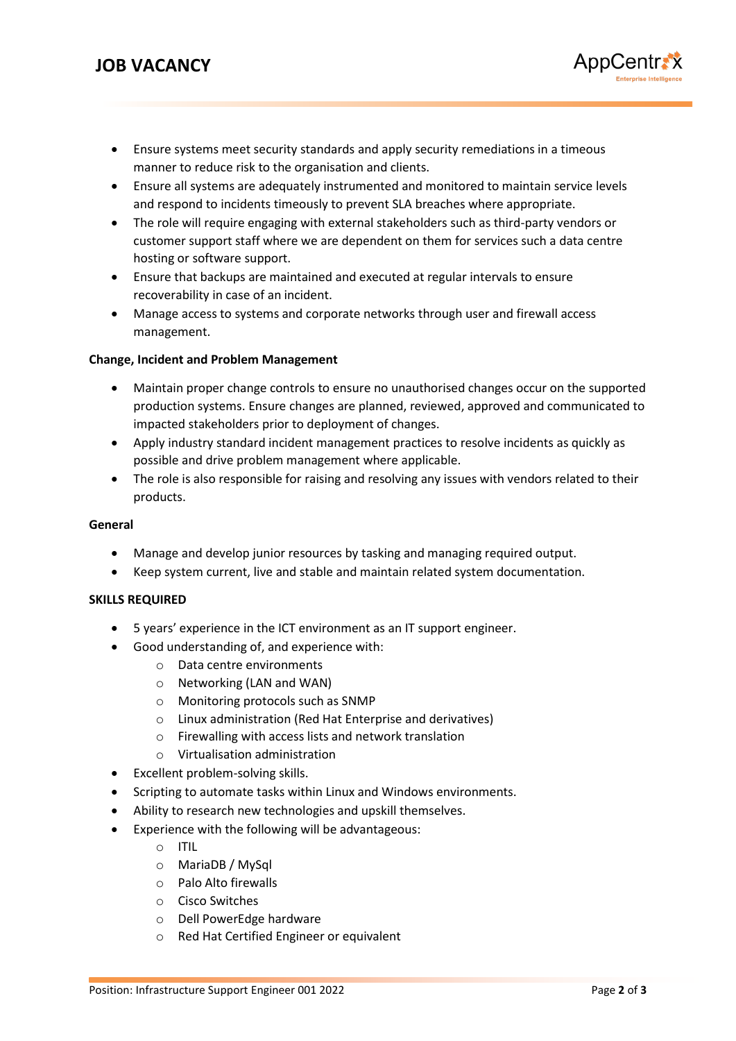- Ensure systems meet security standards and apply security remediations in a timeous manner to reduce risk to the organisation and clients.
- Ensure all systems are adequately instrumented and monitored to maintain service levels and respond to incidents timeously to prevent SLA breaches where appropriate.
- The role will require engaging with external stakeholders such as third-party vendors or customer support staff where we are dependent on them for services such a data centre hosting or software support.
- Ensure that backups are maintained and executed at regular intervals to ensure recoverability in case of an incident.
- Manage access to systems and corporate networks through user and firewall access management.

**Change, Incident and Problem Management**

- Maintain proper change controls to ensure no unauthorised changes occur on the supported production systems. Ensure changes are planned, reviewed, approved and communicated to impacted stakeholders prior to deployment of changes.
- Apply industry standard incident management practices to resolve incidents as quickly as possible and drive problem management where applicable.
- The role is also responsible for raising and resolving any issues with vendors related to their products.

**General**

- Manage and develop junior resources by tasking and managing required output.
- Keep system current, live and stable and maintain related system documentation.

**SKILLS REQUIRED**

- 5 years' experience in the ICT environment as an IT support engineer.
- Good understanding of, and experience with:
  - Data centre environments
  - Networking (LAN and WAN)
  - Monitoring protocols such as SNMP
  - Linux administration (Red Hat Enterprise and derivatives)
  - Firewalling with access lists and network translation
  - Virtualisation administration
- Excellent problem-solving skills.
- Scripting to automate tasks within Linux and Windows environments.
- Ability to research new technologies and upskill themselves.
- Experience with the following will be advantageous:
  - ITIL
  - MariaDB / MySql
  - Palo Alto firewalls
  - Cisco Switches
  - Dell PowerEdge hardware
  - Red Hat Certified Engineer or equivalent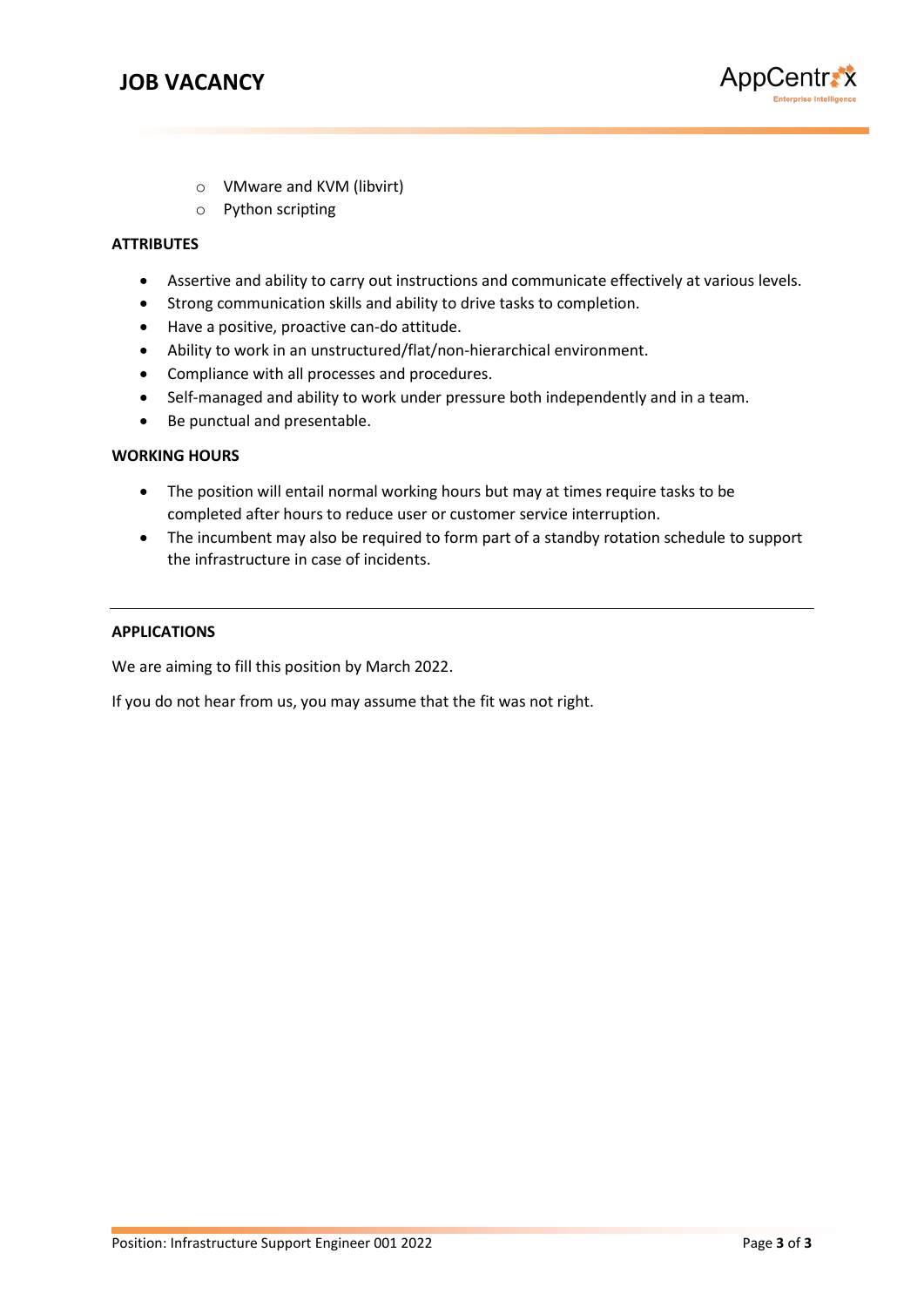- VMware and KVM (libvirt)
- Python scripting

**ATTRIBUTES**

- Assertive and ability to carry out instructions and communicate effectively at various levels.
- Strong communication skills and ability to drive tasks to completion.
- Have a positive, proactive can-do attitude.
- Ability to work in an unstructured/flat/non-hierarchical environment.
- Compliance with all processes and procedures.
- Self-managed and ability to work under pressure both independently and in a team.
- Be punctual and presentable.

**WORKING HOURS**

- The position will entail normal working hours but may at times require tasks to be completed after hours to reduce user or customer service interruption.
- The incumbent may also be required to form part of a standby rotation schedule to support the infrastructure in case of incidents.

---

**APPLICATIONS**

We are aiming to fill this position by March 2022.

If you do not hear from us, you may assume that the fit was not right.